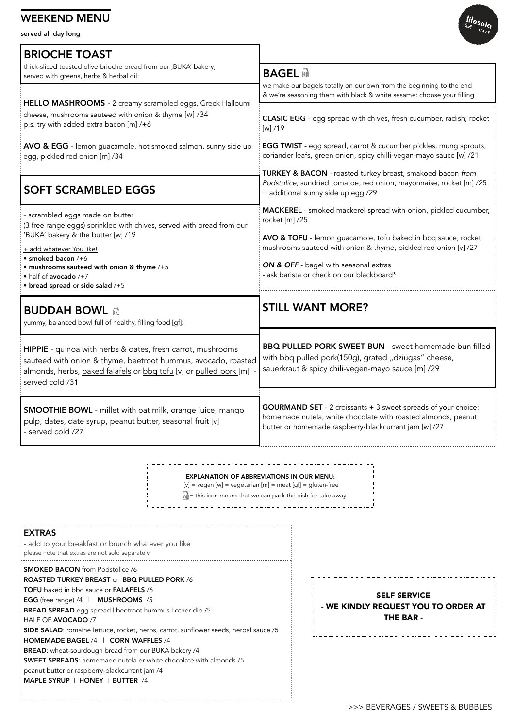# WEEKEND MENU

**served all day long**

## BRIOCHE TOAST

thick-sliced toasted olive brioche bread from our ,BUKA' bakery, served with greens, herbs & herbal oil:

**HELLO MASHROOMS** - 2 creamy scrambled eggs, Greek Halloumi cheese, mushrooms sauteed with onion & thyme [w] /34
p.s. try with added extra bacon [m] /+6

**AVO & EGG** - lemon guacamole, hot smoked salmon, sunny side up egg, pickled red onion [m] /34

## SOFT SCRAMBLED EGGS

- scrambled eggs made on butter (3 free range eggs) sprinkled with chives, served with bread from our 'BUKA' bakery & the butter [w] /19

+ add whatever You like!
- **smoked bacon** /+6
- **mushrooms sauteed with onion & thyme** /+5
- half of **avocado** /+7
- **bread spread** or **side salad** /+5

## BUDDAH BOWL

yummy, balanced bowl full of healthy, filling food [gf]:

**HIPPIE** - quinoa with herbs & dates, fresh carrot, mushrooms sauteed with onion & thyme, beetroot hummus, avocado, roasted almonds, herbs, baked falafels or bbq tofu [v] or pulled pork [m] - served cold /31

**SMOOTHIE BOWL** - millet with oat milk, orange juice, mango pulp, dates, date syrup, peanut butter, seasonal fruit [v]
- served cold /27

## BAGEL

we make our bagels totally on our own from the beginning to the end & we're seasoning them with black & white sesame: choose your filling

**CLASIC EGG** - egg spread with chives, fresh cucumber, radish, rocket [w] /19

**EGG TWIST** - egg spread, carrot & cucumber pickles, mung sprouts, coriander leafs, green onion, spicy chilli-vegan-mayo sauce [w] /21

**TURKEY & BACON** - roasted turkey breast, smakoed bacon *from Podstolice*, sundried tomatoe, red onion, mayonnaise, rocket [m] /25
+ additional sunny side up egg /29

**MACKEREL** - smoked mackerel spread with onion, pickled cucumber, rocket [m] /25

**AVO & TOFU** - lemon guacamole, tofu baked in bbq sauce, rocket, mushrooms sauteed with onion & thyme, pickled red onion [v] /27

***ON & OFF*** - bagel with seasonal extras
- ask barista or check on our blackboard*

## STILL WANT MORE?

**BBQ PULLED PORK SWEET BUN** - sweet homemade bun filled with bbq pulled pork(150g), grated „dziugas" cheese, sauerkraut & spicy chili-vegen-mayo sauce [m] /29

**GOURMAND SET** - 2 croissants + 3 sweet spreads of your choice: homemade nutela, white chocolate with roasted almonds, peanut butter or homemade raspberry-blackcurrant jam [w] /27

**EXPLANATION OF ABBREVIATIONS IN OUR MENU:**
[v] = vegan [w] = vegetarian [m] = meat [gf] = gluten-free
= this icon means that we can pack the dish for take away

## EXTRAS

- add to your breakfast or brunch whatever you like
please note that extras are not sold separately

**SMOKED BACON** from Podstolice /6
**ROASTED TURKEY BREAST** or **BBQ PULLED PORK** /6
**TOFU** baked in bbq sauce or **FALAFELS** /6
**EGG** (free range) /4 | **MUSHROOMS** /5
**BREAD SPREAD** egg spread | beetroot hummus | other dip /5
HALF OF **AVOCADO** /7
**SIDE SALAD**: romaine lettuce, rocket, herbs, carrot, sunflower seeds, herbal sauce /5
**HOMEMADE BAGEL** /4 | **CORN WAFFLES** /4
**BREAD**: wheat-sourdough bread from our BUKA bakery /4
**SWEET SPREADS**: homemade nutela or white chocolate with almonds /5
peanut butter or raspberry-blackcurrant jam /4
**MAPLE SYRUP** | **HONEY** | **BUTTER** /4

**SELF-SERVICE**
**- WE KINDLY REQUEST YOU TO ORDER AT THE BAR -**

>>> BEVERAGES / SWEETS & BUBBLES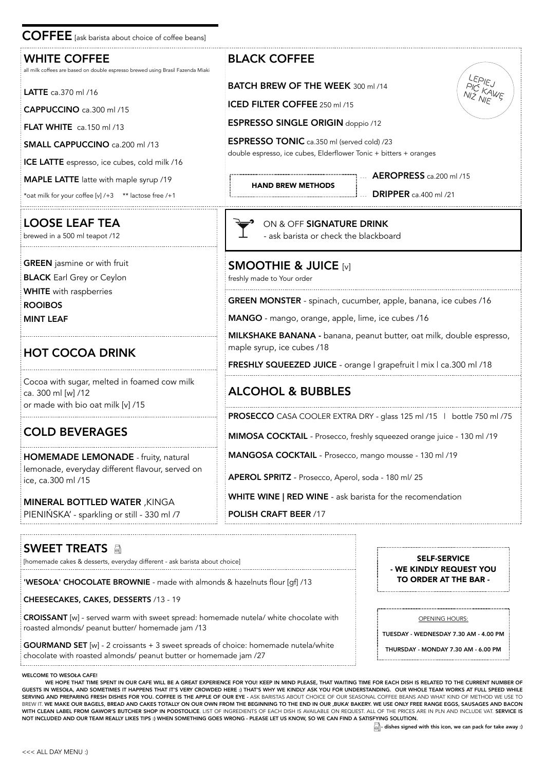# COFFEE [ask barista about choice of coffee beans]

## WHITE COFFEE

all milk coffees are based on double espresso brewed using Brasil Fazenda Miaki

**LATTE** ca.370 ml /16

**CAPPUCCINO** ca.300 ml /15

**FLAT WHITE** ca.150 ml /13

**SMALL CAPPUCCINO** ca.200 ml /13

**ICE LATTE** espresso, ice cubes, cold milk /16

**MAPLE LATTE** latte with maple syrup /19

*oat milk for your coffee [v] /+3 ** lactose free /+1

## BLACK COFFEE

LEPIEJ PIĆ KAWĘ NIŻ NIE

**BATCH BREW OF THE WEEK** 300 ml /14

**ICED FILTER COFFEE** 250 ml /15

**ESPRESSO SINGLE ORIGIN** doppio /12

**ESPRESSO TONIC** ca.350 ml (served cold) /23
double espresso, ice cubes, Elderflower Tonic + bitters + oranges

**HAND BREW METHODS**
- **AEROPRESS** ca.200 ml /15
- **DRIPPER** ca.400 ml /21

## LOOSE LEAF TEA

brewed in a 500 ml teapot /12

**GREEN** jasmine or with fruit
**BLACK** Earl Grey or Ceylon
**WHITE** with raspberries
**ROOIBOS**
**MINT LEAF**

## HOT COCOA DRINK

Cocoa with sugar, melted in foamed cow milk ca. 300 ml [w] /12
or made with bio oat milk [v] /15

## COLD BEVERAGES

**HOMEMADE LEMONADE** - fruity, natural lemonade, everyday different flavour, served on ice, ca.300 ml /15

**MINERAL BOTTLED WATER** ‚KINGA PIENIŃSKA' - sparkling or still - 330 ml /7

ON & OFF **SIGNATURE DRINK**
- ask barista or check the blackboard

## SMOOTHIE & JUICE [v]

freshly made to Your order

**GREEN MONSTER** - spinach, cucumber, apple, banana, ice cubes /16

**MANGO** - mango, orange, apple, lime, ice cubes /16

**MILKSHAKE BANANA** - banana, peanut butter, oat milk, double espresso, maple syrup, ice cubes /18

**FRESHLY SQUEEZED JUICE** - orange | grapefruit | mix | ca.300 ml /18

## ALCOHOL & BUBBLES

**PROSECCO** CASA COOLER EXTRA DRY - glass 125 ml /15 | bottle 750 ml /75

**MIMOSA COCKTAIL** - Prosecco, freshly squeezed orange juice - 130 ml /19

**MANGOSA COCKTAIL** - Prosecco, mango mousse - 130 ml /19

**APEROL SPRITZ** - Prosecco, Aperol, soda - 180 ml/ 25

**WHITE WINE | RED WINE** - ask barista for the recomendation

**POLISH CRAFT BEER** /17

## SWEET TREATS

[homemade cakes & desserts, everyday different - ask barista about choice]

**'WESOŁA' CHOCOLATE BROWNIE** - made with almonds & hazelnuts flour [gf] /13

**CHEESECAKES, CAKES, DESSERTS** /13 - 19

**CROISSANT** [w] - served warm with sweet spread: homemade nutela/ white chocolate with roasted almonds/ peanut butter/ homemade jam /13

**GOURMAND SET** [w] - 2 croissants + 3 sweet spreads of choice: homemade nutela/white chocolate with roasted almonds/ peanut butter or homemade jam /27

**SELF-SERVICE - WE KINDLY REQUEST YOU TO ORDER AT THE BAR -**

OPENING HOURS:

**TUESDAY - WEDNESDAY 7.30 AM - 4.00 PM**

**THURSDAY - MONDAY 7.30 AM - 6.00 PM**

**WELCOME TO WESOŁA CAFE!**

WE HOPE THAT TIME SPENT IN OUR CAFE WILL BE A GREAT EXPERIENCE FOR YOU! KEEP IN MIND PLEASE, THAT WAITING TIME FOR EACH DISH IS RELATED TO THE CURRENT NUMBER OF GUESTS IN WESOŁA, AND SOMETIMES IT HAPPENS THAT IT'S VERY CROWDED HERE :) THAT'S WHY WE KINDLY ASK YOU FOR UNDERSTANDING. OUR WHOLE TEAM WORKS AT FULL SPEED WHILE SERVING AND PREPARING FRESH DISHES FOR YOU. **COFFEE IS THE APPLE OF OUR EYE** - ASK BARISTAS ABOUT CHOICE OF OUR SEASONAL COFFEE BEANS AND WHAT KIND OF METHOD WE USE TO BREW IT. **WE MAKE OUR BAGELS, BREAD AND CAKES TOTALLY ON OUR OWN FROM THE BEGINNING TO THE END IN OUR ‚BUKA' BAKERY. WE USE ONLY FREE RANGE EGGS, SAUSAGES AND BACON WITH CLEAN LABEL FROM GAWOR'S BUTCHER SHOP IN PODSTOLICE**. LIST OF INGREDIENTS OF EACH DISH IS AVAILABLE ON REQUEST. ALL OF THE PRICES ARE IN PLN AND INCLUDE VAT. **SERVICE IS NOT INCLUDED AND OUR TEAM REALLY LIKES TIPS :) WHEN SOMETHING GOES WRONG - PLEASE LET US KNOW, SO WE CAN FIND A SATISFYING SOLUTION.**

- dishes signed with this icon, we can pack for take away :)

<<< ALL DAY MENU :)